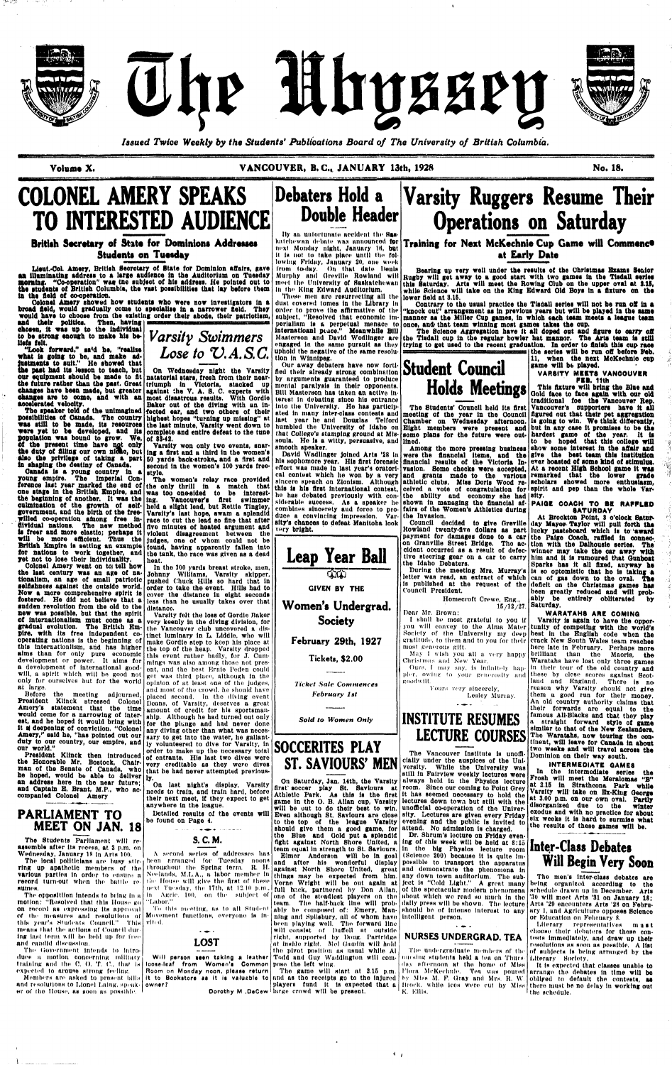# The Ubyssey

*Issued Twice Weekly by the Students' Publications Board of The University of British Columbia.*

Volume X. VANCOUVER, B. C., JANUARY 13th, 1928 No. 18.

# COLONEL AMERY SPEAKS TO INTERESTED AUDIENCE

### British Secretary of State for Dominions Addresses Students on Tuesday

Lieut.-Col. Amery, British Secretary of State for Dominion affairs, gave an illuminating address to a large audience in the Auditorium on Tuesday morning. "Co-operation" was the subject of his address. He pointed out to the students of British Columbia, the vast possibilities that lay before them in the field of co-operation.

Colonel Amery showed how students who were now investigators in a broad field, would gradually come to specialise in a narrower field. They would have to choose from the existing order their abode, their patriotism, and their politics. Then, having chosen, it was up to the individual to be strong enough to make his beliefs felt.

"Look forward," said he, "realise what is going to be, and make adjustments to suit." He showed that the past had its lesson to teach, but our equipment should be made to fit the future rather than the past. Great changes have been made, but greater changes are to come, and with an accelerated velocity.

The speaker told of the unimagined possibilities of Canada. The country was still to be made, its resources were yet to be developed, and its population was bound to grow. We, of the present time have not only the duty of filling our own niche, but also the privilege of taking a part in shaping the destiny of Canada.

Canada is a young country in a young empire. The Imperial Conference last year marked the end of one stage in the British Empire, and the beginning of another. It was the culmination of the growth of self-government, and the birth of the free-willed co-operation among free individual nations. The new method is freer and more elastic; perhaps it will be more efficient. Thus the British Empire is setting an example for nations to work together, and yet not to lose their individuality.

Colonel Amery went on to tell how the last century was an age of nationalism, an age of small patriotic selfishness against the outside world. Now a more comprehensive spirit is fostered. He did not believe that a sudden revolution from the old to the new was possible, but that the spirit of internationalism must come as a gradual evolution. The British Empire, with its free independent co-operating nations is the beginning of this internationalism, and has higher aims than for only pure economic development or power. It aims for a development of international goodwill, a spirit which will be good not only for ourselves but for the world at large.

Before the meeting adjourned, President Klinck stressed Colonel Amery's statement that the time would come for a narrowing of interest, and he hoped it would bring with it a deepening of conviction. "Colonel Amery," said he, "has pointed out our duty to our country, our empire, and our world."

President Klinck then introduced the Honorable Mr. Bostock, Chairman of the Senate of Canada, who he hoped, would be able to deliver an address here in the near future; and Captain E. Brant, M.P., who accompanied Colonel Amery.

## PARLIAMENT TO MEET ON JAN. 18

The Students Parliament will reassemble after its recess, at 3 p.m. on Wednesday, January 18 in Arts 100.

The local politicians are busy stirring up apathetic members of the various parties in order to ensure a record turn-out when the battle resumes.

The opposition intends to bring in a motion: "Resolved that this House go on record as expressing its approval of the measures and resolutions of this year's Students Council." This means that the actions of Council during last term will be held up for free and candid discussion.

The Government intends to introduce a motion concerning military training and the C. O. T. C., that is expected to arouse strong feeling.

Members are asked to present bills and resolutions to Lionel Laing, speaker of the House, as soon as possible.

## Varsity Swimmers Lose to V.A.S.C.

On Wednesday night the Varsity natatorial stars, fresh from their near-triumph in Victoria, stacked up against the V. A. S. C. experts with most disastrous results. With Gordie Baker out of the diving with an infected ear, and two others of their highest hopes "turning up missing" at the last minute, Varsity went down to complete and entire defeat to the tune of 58-42.

Varsity won only two events, starring a first and a third in the women's 50 yards back-stroke, and a first and second in the women's 100 yards free-style.

The women's relay race provided the only thrill in a match that was too one-sided to be interesting. Vancouver's first swimmer held a slight lead, but Rettie Tingley, Varsity's last hope, swam a splendid race to cut the lead so fine that after five minutes of heated argument and violent disagreement between the judges, one of whom could not be found, having apparently fallen into the tank, the race was given as a dead heat.

In the 100 yards breast stroke, men, Johnny Williams, Varsity skipper, pushed Chuck Hills so hard that in order to take the event, Hills had to cover the distance in eight seconds less than he usually takes over that distance.

Varsity felt the loss of Gordie Baker very keenly in the diving division, for the Vancouver club uncovered a distinct luminary in L. Liddle, who will make Gordie step to keep his place at the top of the heap. Varsity dropped this event rather badly, for J. Cummings was also among those not present, and the best Ernie Peden could get was third place, although in the opinion of at least one of the judges, and most of the crowd, he should have placed second. In the diving event Deans, of Varsity, deserves a great amount of credit for his sportsmanship. Although he had turned out only for the plunge and had never done any diving other than what was necessary to get into the water, he gallantly volunteered to dive for Varsity, in order to make up the necessary total of entrants. His last two dives were very creditable as they were dives that he had never attempted previously.

On last night's display, Varsity needs to train, and train hard, before their next meet, if they expect to get anywhere in the league.

Detailed results of the events will be found on Page 4.

### S. C. M.

A second series of addresses has been arranged for Tuesday noons throughout the Spring term. R. H. Neelands, M.L.A., a labor member in the House will give the first of these next Tuesday, the 17th, at 12:10 p.m., in Agric. 100, on the subject of "Labor."

To this meeting, as to all Student Movement functions, everyone is invited.

### LOST

Will person seen taking a leather loose-leaf from Women's Common Room on Monday noon, please return it to Bookstore as it is valuable to owner?

Dorothy M. DeCew

# Debaters Hold a Double Header

By an unfortunate accident the Saskatchewan debate was announced for next Monday night, January 16, but it is not to take place until the following Friday, January 20, one week from to-day. On that date Denis Murphy and Greville Rowland will meet the University of Saskatchewan in the King Edward Auditorium.

These men are resurrecting all the dust covered tomes in the Library in order to prove the affirmative of the subject, "Resolved that economic imperialism is a perpetual menace to international peace." Meanwhile Bill Masterson and David Wodlinger are engaged in the same pursuit as they uphold the negative of the same resolution in Winnipeg.

Our away debaters have now fortified their already strong combination by arguments guaranteed to produce mental paralysis in their opponents. Bill Masterson has taken an active interest in debating since his entrance into the University. He has participated in many inter-class contests and last year he and Douglas Telford humbled the University of Idaho on that College's stamping ground at Missoula. He is a witty, persuasive, and smooth speaker.

David Wodlinger joined Arts '28 in his sophomore year. His first forensic effort was made in last year's oratorical contest in which he won by a very sincere speech on Zionism. Although this is his first international contest, he has debated previously with considerable success. As a speaker he combines sincerity and force to produce a convincing impression. Varsity's chances to defeat Manitoba look very bright.

## Leap Year Ball

GIVEN BY THE

**Women's Undergrad. Society**

**February 29th, 1927**

**Tickets, $2.00**

*Ticket Sale Commences February 1st*

*Sold to Women Only*

## SOCCERITES PLAY ST. SAVIOURS' MEN

On Saturday, Jan. 14th, the Varsity first soccer play St. Saviours at Athletic Park. As this is the first game in the O. B. Allan cup, Varsity will be out to do their best to win. Even although St. Saviours are close to the top of the league Varsity should give them a good game, for the Blue and Gold put a splendid fight against North Shore United, a team equal in strength to St. Saviours.

Elmer Anderson will be in goal and after his wonderful display against North Shore United, great things may be expected from him. Verne Wright will be out again at full back, partnered by Don Allan, one of the steadiest players on the team. The half-back line will probably be composed of: Emery, Manning and Spilsbury, all of whom have been playing well. The forward line will consist of Duffell at outside right, supported by Doug. Partridge at inside right. Mel Gaudin will hold the pivot position as usual while Al Todd and Guy Waddington will compose the left wing.

The game will start at 2.15 p.m. and as the receipts go to the injured players fund it is expected that a large crowd will be present.

# Varsity Ruggers Resume Their Operations on Saturday

### Training for Next McKechnie Cup Game Will Commence at Early Date

Bearing up very well under the results of the Christmas Exams Senior Rugby will get away to a good start with two games in the Tisdall series this Saturday. Arts will meet the Rowing Club on the upper oval at 2.15, while Science will take on the King Edward Old Boys in a fixture on the lower field at 3.15.

Contrary to the usual practice the Tisdall series will not be run off in a "knock out" arrangement as in previous years but will be played in the same manner as the Miller Cup games, in which each team meets a league team once, and that team winning most games takes the cup.

The Science Aggregation have it all doped out and figure to carry off the Tisdall cup in the regular bowler hat manner. The Arts team is still trying to get used to the recent graduation. In order to finish this cup race the series will be run off before Feb. 11, when the next McKechnie cup game will be played.

### VARSITY MEETS VANCOUVER FEB. 11th

This fixture will bring the Blue and Gold face to face again with our old traditional foe the Vancouver Rep. Vancouver's supporters have it all figured out that their pet aggregation is going to win. We think differently, but in any case it promises to be the hardest game of the year. It is to be hoped that this college will show some interest in the affair and give the best team this institution ever boasted of some kind of stimulus. At a recent High School game it was remarked that the lower grade scholars showed more enthusiasm, spirit and pep than the whole Varsity.

### PAIGE COACH TO BE RAFFLED SATURDAY

At Brockton Point, 3 o'clock Saturday Mayor Taylor will pull forth the lucky pasteboard which is to award the Paige Coach, raffled in connection with the Dalhousie series. The winner may take the car away with him and it is rumoured that Gunboat Sparks has it all fixed, anyway he is so optomistic that he is taking a can of gas down to the oval. The deficit on the Christmas games has been greatly reduced and will probably be entirely obliterated by Saturday.

### WARATAHS ARE COMING

Varsity is again to have the opportunity of competing with the world's best in the English code when the crack New South Wales team reaches here late in February. Perhaps more brilliant than the Maoris, the Waratahs have lost only three games in their tour of the old country and these by close scores against Scotland and England. There is no reason why Varsity should not give them a good run for their money. An old country authority claims that their forwards are equal to the famous All-Blacks and that they play a straight forward style of game similar to that of the New Zealanders. The Waratahs, now touring the continent, will leave for Canada in about two weeks and will travel across the Dominion on their way south.

### INTERMEDIATE GAMES

In the intermediate series the Frosh will meet the Meralomas "B" at 1.15 in Strathcona Park while Varsity will take on Ex-King George at 3.00 p.m. on our own oval. Partly disorganized due to the winter exodus and with no practice for about six weeks it is hard to surmise what the results of these games will be.

## Student Council Holds Meetings

The Students' Council held its first meeting of the year in the Council Chamber on Wednesday afternoon. Eight members were present and some plans for the future were outlined.

Among the more pressing business were the financial items, and the financial results of the Victoria Invasion. Some checks were accepted, and grants made to the various athletic clubs. Miss Doris Wood received a vote of congratulation for the ability and economy she had shown in managing the financial affairs of the Women's Athletics during the invasion.

Council decided to give Greville Rowland twenty-five dollars as part payment for damages done to a car on Granville Street Bridge. The accident occurred as a result of defective steering gear on a car to carry the Idaho Debaters.

During the meeting Mrs. Murray's letter was read, an extract of which is published at the request of the Council President.

Homecroft Crewe, Eng.,
15/12/27.

Dear Mr. Brown:

I shall be most grateful to you if you will convey to the Alma Mater Society of the University my deep gratitude, to them and to you for their most generous gift.

May I wish you all a very happy Christmas and New Year.

Ours, I may say, is infinitely happier, owing to your generosity and goodwill.

Yours very sincerely,
Lesley Murray.

## INSTITUTE RESUMES LECTURE COURSES

The Vancouver Institute is unofficially under the auspices of the University. While the University was still in Fairview weekly lectures were always held in the Physics lecture room. Since our coming to Point Grey it has seemed necessary to hold the lectures down town but still with the unofficial co-operation of the University. Lectures are given every Friday evening and the public is invited to attend. No admission is charged.

Dr. Shrum's lecture on Friday evening of this week will be held at 8:15 in the big Physics lecture room (Science 200) because it is quite impossible to transport the apparatus and demonstrate the phenomena in any down town auditorium. The subject is "Cold Light." A great many of the spectacular modern phenomena about which we read so much in the daily press will be shown. The lecture should be of intense interest to any intelligent person.

## NURSES UNDERGRAD. TEA

The undergraduate members of the nursing students held a tea on Thursday afternoon at the home of Miss Flora McKechnie. Tea was poured by Miss M. F. Gray and Mrs. R. W. Brock, while ices were cut by Miss K. Ellis.

## Inter-Class Debates Will Begin Very Soon

The men's inter-class debates are being organized according to the schedule drawn up in December. Arts '30 will meet Arts '31 on January 18; Arts '29 encounters Arts '28 on February 1, and Agriculture opposes Science or Education on February 8.

Literary representatives must choose their debaters for these contests immediately, and draw up their resolutions as soon as possible. A list of subjects is being arranged by the Literary Society.

It is expected that classes unable to arrange the debates in time will be obliged to default the contests, as there must be no delay in working out the schedule.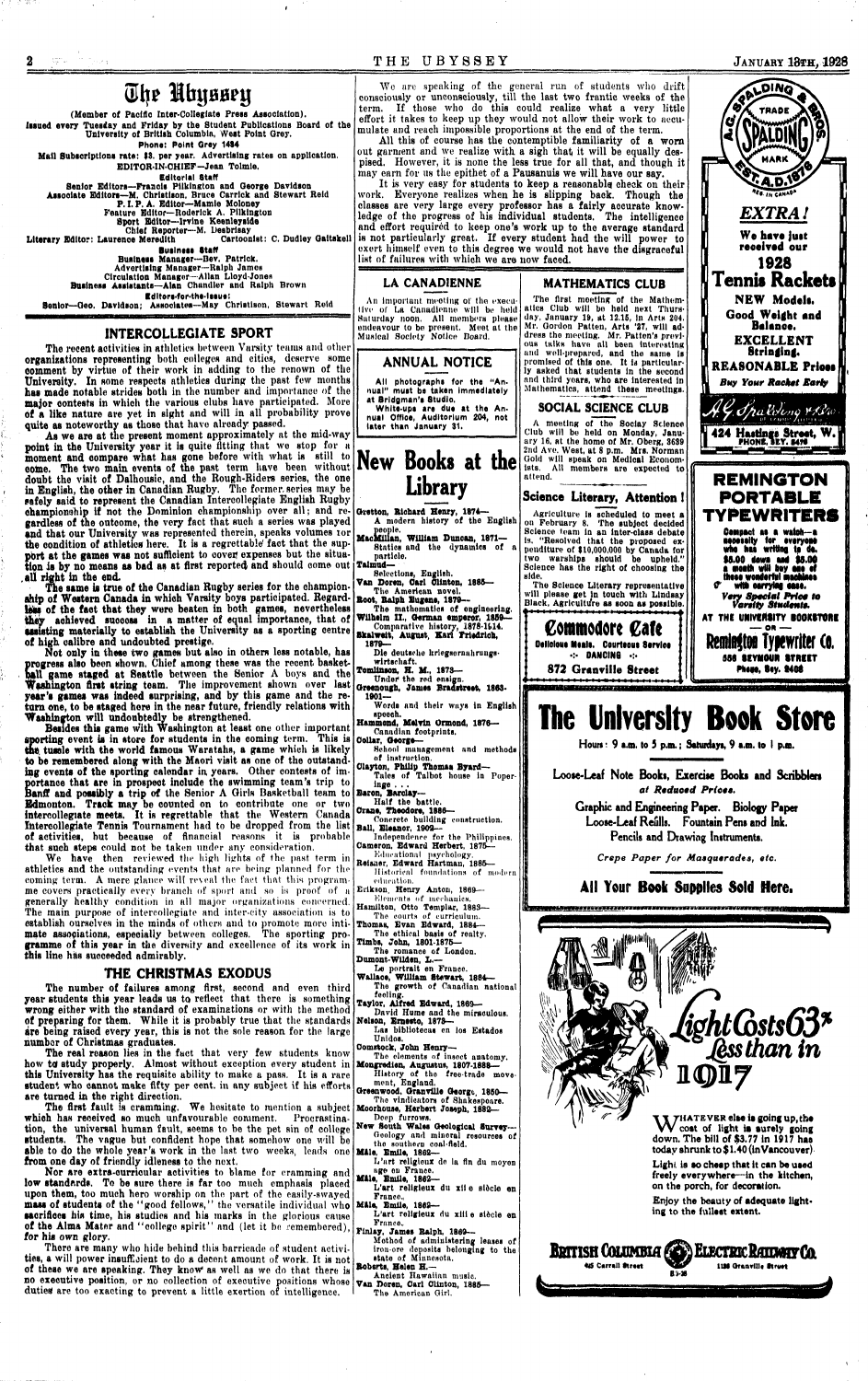# The Ubyssey

(Member of Pacific Inter-Collegiate Press Association).

Issued every Tuesday and Friday by the Student Publications Board of the University of British Columbia, West Point Grey.

Phone: Point Grey 1434

Mail Subscriptions rate: $3. per year. Advertising rates on application.

EDITOR-IN-CHIEF—Jean Tolmie.

**Editorial Staff**

Senior Editors—Francis Pilkington and George Davidson
Associate Editors—M. Christison, Bruce Carrick and Stewart Reid
P.I.P.A. Editor—Mamie Moloney
Feature Editor—Roderick A. Pilkington
Sport Editor—Irvine Keenleyside
Chief Reporter—M. Desbrisay
Literary Editor: Laurence Meredith    Cartoonist: C. Dudley Galtskell

**Business Staff**

Business Manager—Bev. Patrick.
Advertising Manager—Ralph James
Circulation Manager—Allan Lloyd-Jones
Business Assistants—Alan Chandler and Ralph Brown

**Editors-for-the-Issue:**

Senior—Geo. Davidson; Associates—May Christison, Stewart Reid

## INTERCOLLEGIATE SPORT

The recent activities in athletics between Varsity teams and other organizations representing both colleges and cities, deserve some comment by virtue of their work in adding to the renown of the University. In some respects athletics during the past few months has made notable strides both in the number and importance of the major contests in which the various clubs have participated. More of a like nature are yet in sight and will in all probability prove quite as noteworthy as those that have already passed.

As we are at the present moment approximately at the mid-way point in the University year it is quite fitting that we stop for a moment and compare what has gone before with what is still to come. The two main events of the past term have been without doubt the visit of Dalhousie, and the Rough-Riders series, the one in English, the other in Canadian Rugby. The former series may be safely said to represent the Canadian Intercollegiate English Rugby championship if not the Dominion championship over all; and regardless of the outcome, the very fact that such a series was played and that our University was represented therein, speaks volumes for the condition of athletics here. It is a regrettable fact that the support at the games was not sufficient to cover expenses but the situation is by no means as bad as at first reported and should come out all right in the end.

The same is true of the Canadian Rugby series for the championship of Western Canada in which Varsity boys participated. Regardless of the fact that they were beaten in both games, nevertheless they achieved success in a matter of equal importance, that of assisting materially to establish the University as a sporting centre of high calibre and undoubted prestige.

Not only in these two games but also in others less notable, has progress also been shown. Chief among these was the recent basketball game staged at Seattle between the Senior A boys and the Washington first string team. The improvement shown over last year's games was indeed surprising, and by this game and the return one, to be staged here in the near future, friendly relations with Washington will undoubtedly be strengthened.

Besides this game with Washington at least one other important sporting event is in store for students in the coming term. This is the tussle with the world famous Waratahs, a game which is likely to be remembered along with the Maori visit as one of the outstanding events of the sporting calendar in years. Other contests of importance that are in prospect include the swimming team's trip to Banff and possibly a trip of the Senior A Girls Basketball team to Edmonton. Track may be counted on to contribute one or two intercollegiate meets. It is regrettable that the Western Canada Intercollegiate Tennis Tournament had to be dropped from the list of activities, but because of financial reasons it is probable that such steps could not be taken under any consideration.

We have then reviewed the high lights of the past term in athletics and the outstanding events that are being planned for the coming term. A mere glance will reveal the fact that this programme covers practically every branch of sport and so is proof of a generally healthy condition in all major organizations concerned. The main purpose of intercollegiate and inter-city association is to establish ourselves in the minds of others and to promote more intimate associations, especially between colleges. The sporting programme of this year in the diversity and excellence of its work in this line has succeeded admirably.

## THE CHRISTMAS EXODUS

The number of failures among first, second and even third year students this year leads us to reflect that there is something wrong either with the standard of examinations or with the method of preparing for them. While it is probably true that the standards are being raised every year, this is not the sole reason for the large number of Christmas graduates.

The real reason lies in the fact that very few students know how to study properly. Almost without exception every student in this University has the requisite ability to make a pass. It is a rare student who cannot make fifty per cent. in any subject if his efforts are turned in the right direction.

The first fault is cramming. We hesitate to mention a subject which has received so much unfavourable comment. Procrastination, the universal human fault, seems to be the pet sin of college students. The vague but confident hope that somehow one will be able to do the whole year's work in the last two weeks, leads one from one day of friendly idleness to the next.

Nor are extra-curricular activities to blame for cramming and low standards. To be sure there is far too much emphasis placed upon them, too much hero worship on the part of the easily-swayed mass of students of the "good fellows," the versatile individual who sacrifices his time, his studies and his marks in the glorious cause of the Alma Mater and "college spirit" and (let it be remembered), for his own glory.

There are many who hide behind this barricade of student activities, a will power insufficient to do a decent amount of work. It is not of these we are speaking. They know as well as we do that there is no executive position, or no collection of executive positions whose duties are too exacting to prevent a little exertion of intelligence.

We are speaking of the general run of students who drift consciously or unconsciously, till the last two frantic weeks of the term. If those who do this could realize what a very little effort it takes to keep up they would not allow their work to accumulate and reach impossible proportions at the end of the term.

All this of course has the contemptible familiarity of a worn out garment and we realize with a sigh that it will be equally despised. However, it is none the less true for all that, and though it may earn for us the epithet of a Pausanius we will have our say.

It is very easy for students to keep a reasonable check on their work. Everyone realizes when he is slipping back. Though the classes are very large every professor has a fairly accurate knowledge of the progress of his individual students. The intelligence and effort required to keep one's work up to the average standard is not particularly great. If every student had the will power to exert himself even to this degree we would not have the disgraceful list of failures with which we are now faced.

### LA CANADIENNE

An important meeting of the executive of La Canadienne will be held Saturday noon. All members please endeavour to be present. Meet at the Musical Society Notice Board.

### ANNUAL NOTICE

All photographs for the "Annual" must be taken immediately at Bridgman's Studio.

Write-ups are due at the Annual Office, Auditorium 204, not later than January 31.

### MATHEMATICS CLUB

The first meeting of the Mathematics Club will be held next Thursday, January 19, at 12.15, in Arts 204. Mr. Gordon Patten, Arts '27, will address the meeting. Mr. Patten's previous talks have all been interesting and well-prepared, and the same is promised of this one. It is particularly asked that students in the second and third years, who are interested in Mathematics, attend these meetings.

### SOCIAL SCIENCE CLUB

A meeting of the Social Science Club will be held on Monday, January 16, at the home of Mr. Oberg, 3639 2nd Ave. West, at 8 p.m. Mrs. Norman Gold will speak on Medical Economists. All members are expected to attend.

### Science Literary, Attention!

Agriculture is scheduled to meet a on February 8. The subject decided Science team in an inter-class debate is, "Resolved that the proposed expenditure of $10,000,000 by Canada for two warships should be upheld." Science has the right of choosing the side.

The Science Literary representative will please get in touch with Lindsay Black, Agriculture as soon as possible.

## New Books at the Library

**Gretton, Richard Henry, 1874—**
A modern history of the English people.
**MacMillan, William Duncan, 1871—**
Statics and the dynamics of a particle.
**Talmud—**
Selections, English.
**Van Doren, Carl Clinton, 1885—**
The American novel.
**Root, Ralph Eugene, 1879—**
The mathematics of engineering.
**Wilhelm II., German emperor, 1859—**
Comparative history, 1878-1914.
**Skalweit, August, Karl Friedrich, 1879—**
Die deutsche kriegsernahrungswirtschaft.
**Tomlinson, H. M., 1873—**
Under the red ensign.
**Greenough, James Bradstreet, 1863-1901—**
Words and their ways in English speech.
**Hammond, Melvin Ormond, 1876—**
Canadian footprints.
**Collar, George—**
School management and methods of instruction.
**Clayton, Philip Thomas Byard—**
Tales of Talbot house in Poperinge . . .
**Baron, Barclay—**
Half the battle.
**Crane, Theodore, 1886—**
Concrete building construction.
**Ball, Eleanor, 1909—**
Independence for the Philippines.
**Cameron, Edward Herbert, 1875—**
Educational psychology.
**Reisner, Edward Hartman, 1885—**
Historical foundations of modern education.
**Erikson, Henry Anton, 1869—**
Elements of mechanics.
**Hamilton, Otto Templar, 1883—**
The courts of curriculum.
**Thomas, Evan Edward, 1884—**
The ethical basis of realty.
**Timbs, John, 1801-1875—**
The romance of London.
**Dumont-Wilden, L.—**
Le portrait en France.
**Wallace, William Stewart, 1884—**
The growth of Canadian national feeling.
**Taylor, Alfred Edward, 1869—**
David Hume and the miraculous.
**Nelson, Ernesto, 1873—**
Las bibliotecas en los Estados Unidos.
**Comstock, John Henry—**
The elements of insect anatomy.
**Mongredien, Augustus, 1807-1888—**
History of the free-trade movement, England.
**Greenwood, Granville George, 1850—**
The vindicators of Shakespeare.
**Moorhouse, Herbert Joseph, 1882—**
Deep furrows.
**New South Wales Geological Survey—**
Geology and mineral resources of the southern coal-field.
**Mâle, Emile, 1862—**
L'art religieux de la fin du moyen age en France.
**Mâle, Emile, 1862—**
L'art religieux du xiie siècle en France.
**Mâle, Emile, 1862—**
L'art religieux du xiiie siècle en France.
**Finlay, James Ralph, 1869—**
Method of administering leases of iron-ore deposits belonging to the state of Minnesota.
**Roberts, Helen H.—**
Ancient Hawaiian music.
**Van Doren, Carl Clinton, 1885—**
The American Girl.

**Commodore Cafe**

Delicious Meals. Courteous Service
DANCING
872 Granville Street

**The University Book Store**

Hours: 9 a.m. to 5 p.m.; Saturdays, 9 a.m. to 1 p.m.

Loose-Leaf Note Books, Exercise Books and Scribblers *at Reduced Prices.*

Graphic and Engineering Paper. Biology Paper
Loose-Leaf Refills. Fountain Pens and Ink.
Pencils and Drawing Instruments.

*Crepe Paper for Masquerades, etc.*

**All Your Book Supplies Sold Here.**

**Spalding — EXTRA!**

We have just received our **1928 Tennis Rackets**

NEW Models.
Good Weight and Balance.
EXCELLENT Stringing.
REASONABLE Prices
*Buy Your Racket Early*

A.G. Spalding & Bros.
424 Hastings Street, W.
PHONE, SEY. 5476

**REMINGTON PORTABLE TYPEWRITERS**

Compact as a watch—a necessity for everyone who has writing to do. $5.00 down and $5.00 a month will buy one of these wonderful machines with carrying case.

*Very Special Price to Varsity Students.*

AT THE UNIVERSITY BOOKSTORE — OR —

**Remington Typewriter Co.**
556 SEYMOUR STREET
Phone, Sey. 2408

**Light Costs 63% less than in 1917**

WHATEVER else is going up, the cost of light is surely going down. The bill of $3.77 in 1917 has today shrunk to $1.40 (in Vancouver).

Light is so cheap that it can be used freely everywhere—in the kitchen, on the porch, for decoration.

Enjoy the beauty of adequate lighting to the fullest extent.

**British Columbia Electric Railway Co.**
425 Carrall Street    1138 Granville Street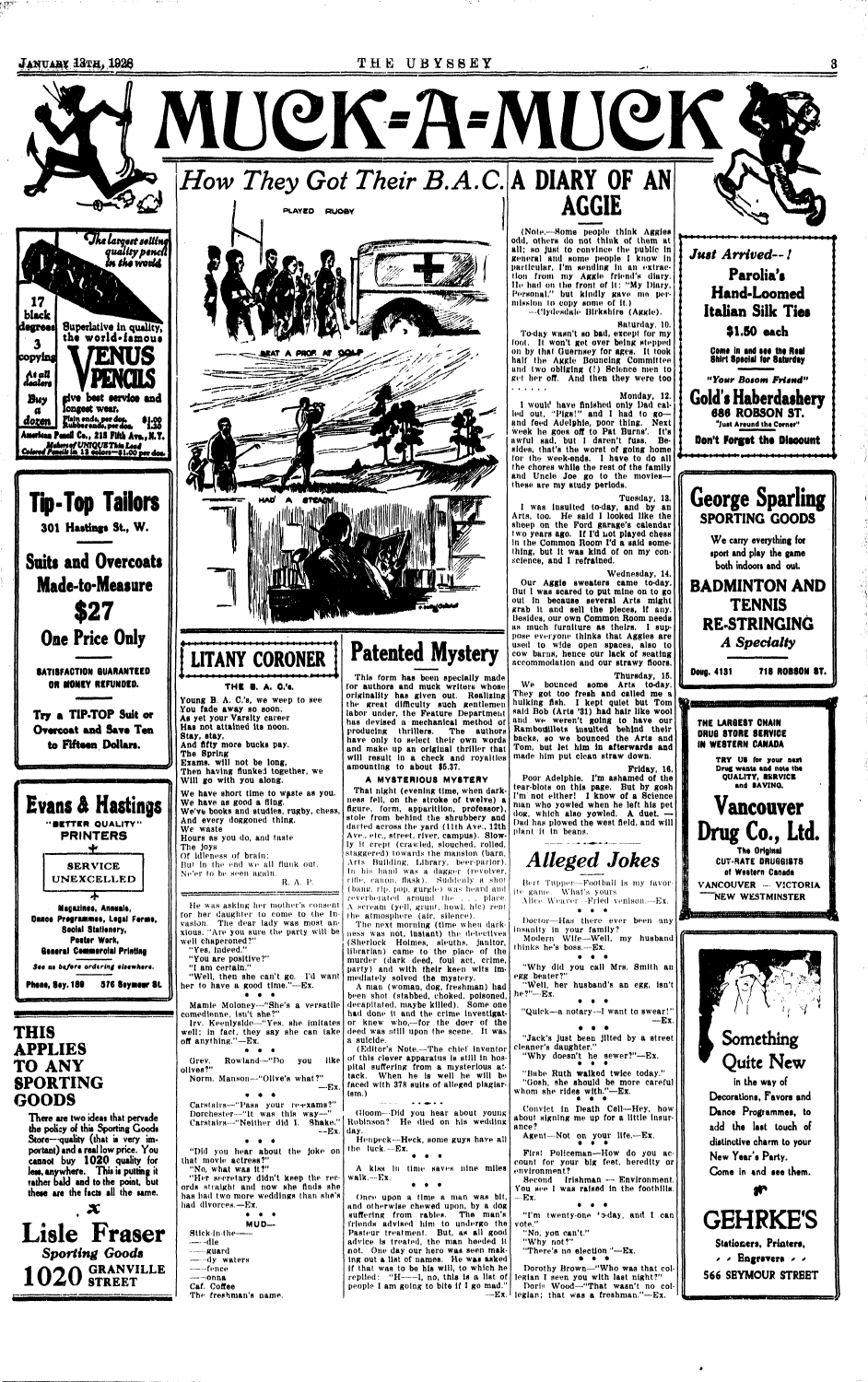# MUCK-A-MUCK

## How They Got Their B.A.C.

PLAYED RUGBY

BEAT A PROF AT GOLF

HAD A STEADY

## LITANY CORONER

### THE B. A. C.'s.

Young B. A. C.'s, we weep to see
You fade away so soon,
As yet your Varsity career
Has not attained its noon.
Stay, stay,
And fifty more bucks pay.
The Spring
Exams. will not be long,
Then having flunked together, we
Will go with you along.

We have short time to waste as you.
We have as good a fling.
We've books and studies, rugby, chess,
And every doggoned thing.
We waste
Hours as you do, and taste
The joys
Of idleness of brain;
But in the end we all flunk out,
Ne'er to be seen again.

R. A. P.

He was asking her mother's consent for her daughter to come to the Invasion. The dear lady was most anxious. "Are you sure the party will be well chaperoned?"
"Yes, indeed."
"You are positive?"
"I am certain."
"Well, then she can't go. I'd want her to have a good time."—Ex.

• • •

Mamie Moloney—"She's a versatile comedienne, isn't she?"
Irv. Keenlyside—"Yes, she imitates well; in fact, they say she can take off anything."—Ex.

• • •

Grev. Rowland—"Do you like olives?"
Norm. Manson—"Olive's what?" —Ex.

• • •

Carstairs—"Pass your re-exams?"
Dorchester—"It was this way—"
Carstairs—"Neither did I. Shake." —Ex.

• • •

"Did you hear about the joke on that movie actress?"
"No, what was it?"
"Her secretary didn't keep the records straight and now she finds she has had two more weddings than she's had divorces.—Ex.

• • •

MUD—
Stick-in-the——
——dle
——guard
——dy waters
——fence
——onna
Caf. Coffee
The freshman's name.

## Patented Mystery

This form has been specially made for authors and muck writers whose originality has given out. Realizing the great difficulty such gentlemen labor under, the Feature Department has devised a mechanical method of producing thrillers. The authors have only to select their own words and make up an original thriller that will result in a check and royalties amounting to about $5.37.

### A MYSTERIOUS MYSTERY

That night (evening time, when darkness fell, on the stroke of twelve) a figure, (form, apparition, professor), stole from behind the shrubbery and darted across the yard (11th Ave., 12th Ave., etc., street, river, campus). Slowly it crept (crawled, slouched, rolled, staggered) towards the mansion (barn, Arts Building, Library, beer-parlor). In his hand was a dagger (revolver, rifle, canon, flask). Suddenly a shot (bang, rip, pop, gurgle) was heard and reverberated around the . . . . place. A scream (yell, grunt, howl, hic) rent the atmosphere (air, silence).

The next morning (time when darkness was not, instant) the detectives (Sherlock Holmes, sleuths, janitor, librarian) came to the place of the murder (dark deed, foul act, crime, party) and with their keen wits immediately solved the mystery.

A man (woman, dog, freshman) had been shot (stabbed, choked, poisoned, decapitated, maybe killed). Some one had done it and the crime investigator knew who,—for the doer of the deed was still upon the scene. It was a suicide.

(Editor's Note.—The chief inventor of this clever apparatus is still in hospital suffering from a mysterious attack. When he is well he will be faced with 378 suits of alleged plagiarism.)

Gloom—Did you hear about young Robinson? He died on his wedding day.
Henpeck—Heck, some guys have all the luck.—Ex.

• • •

A kiss in time saves nine miles walk.—Ex.

• • •

Once upon a time a man was bit, and otherwise chewed upon, by a dog suffering from rabies. The man's friends advised him to undergo the Pasteur treatment. But, as all good advice is treated, the man heeded it not. One day our hero was seen making out a list of names. He was asked if that was to be his will, to which he replied: "H——l, no, this is a list of people I am going to bite if I go mad." —Ex.

## A DIARY OF AN AGGIE

(Note.—Some people think Aggies odd, others do not think of them at all; so just to convince the public in general and some people I know in particular, I'm sending in an extraction from my Aggie friend's diary. He had on the front of it: "My Diary, Personal," but kindly gave me permission to copy some of it.)
—Clydesdale Birkshire (Aggie).

Saturday, 10.
To-day wasn't so bad, except for my foot. It won't get over being stepped on by that Guernsey for ages. It took half the Aggie Bouncing Committee and two obliging (!) Science men to get her off. And then they were too . . . . . .

Monday, 12.
I would have finished only Dad called out, "Pigs!" and I had to go—and feed Adelphie, poor thing. Next week he goes off to Pat Burns'. It's awful sad, but I daren't fuss. Besides, that's the worst of going home for the week-ends. I have to do all the chores while the rest of the family and Uncle Joe go to the movies—these are my study periods.

Tuesday, 13.
I was insulted to-day, and by an Arts, too. He said I looked like the sheep on the Ford garage's calendar two years ago. If I'd not played chess in the Common Room I'd a said something, but it was kind of on my conscience, and I refrained.

Wednesday, 14.
Our Aggie sweaters came to-day. But I was scared to put mine on to go out in because several Arts might grab it and sell the pieces, if any. Besides, our own Common Room needs as much furniture as theirs. I suppose everyone thinks that Aggies are used to wide open spaces, also to cow barns, hence our lack of seating accommodation and our strawy floors.

Thursday, 15.
We bounced some Arts to-day. They got too fresh and called me a hulking fish. I kept quiet but Tom said Bob (Arts '31) had hair like wool and we weren't going to have our Rambouillets insulted behind their backs, so we bounced the Arts and Tom, but let him in afterwards and made him put clean straw down.

Friday, 16.
Poor Adelphie. I'm ashamed of the tear-blots on this page. But by gosh I'm not either! I know of a Science man who yowled when he left his pet dog, which also yowled. A duet. — Dad has plowed the west field, and will plant it in beans.

## Alleged Jokes

Bert Tupper—Football is my favorite game. What's yours
Alice Weaver—Fried venison.—Ex.

• • •

Doctor—Has there ever been any insanity in your family?
Modern Wife—Well, my husband thinks he's boss.—Ex.

• • •

"Why did you call Mrs. Smith an egg beater?"
"Well, her husband's an egg, isn't he?"—Ex.

• • •

"Quick—a notary—I want to swear!" —Ex.

• • •

"Jack's just been jilted by a street cleaner's daughter."
"Why doesn't he sewer?"—Ex.

• • •

"Babe Ruth walked twice today."
"Gosh, she should be more careful whom she rides with."—Ex.

• • •

Convict in Death Cell—Hey, how about signing me up for a little insurance?
Agent—Not on your life.—Ex.

• • •

First Policeman—How do you account for your big feet, heredity or environment?
Second Irishman — Environment. You see I was raised in the foothills. —Ex.

• • •

"I'm twenty-one to-day, and I can vote."
"No, you can't."
"Why not?"
"There's no election."—Ex.

• • •

Dorothy Brown—"Who was that collegian I seen you with last night?"
Doris Wood—"That wasn't no collegian; that was a freshman."—Ex.

---

The largest selling quality pencil in the world

17 black degrees — 3 copying
Superlative in quality, the world-famous
**VENUS PENCILS**
At all dealers
Buy a dozen — give best service and longest wear.
Plain ends, per doz. $1.00
Rubber ends, per doz. 1.20
American Pencil Co., 215 Fifth Ave., N.Y.
Makers of UNIQUE Thin Lead Colored Pencils in 12 colors—$1.00 per doz.

---

**Tip-Top Tailors**
301 Hastings St., W.
**Suits and Overcoats Made-to-Measure**
**$27**
**One Price Only**
SATISFACTION GUARANTEED OR MONEY REFUNDED.
Try a TIP-TOP Suit or Overcoat and Save Ten to Fifteen Dollars.

---

**Evans & Hastings**
"BETTER QUALITY" PRINTERS
SERVICE UNEXCELLED
Magazines, Annuals, Dance Programmes, Legal Forms, Social Stationery, Poster Work, General Commercial Printing
*See us before ordering elsewhere.*
Phone, Sey. 189 576 Seymour St.

---

**THIS APPLIES TO ANY SPORTING GOODS**

There are two ideas that pervade the policy of this Sporting Goods Store—quality (that is very important) and a real low price. You cannot buy 1020 quality for less, anywhere. This is putting it rather bald and to the point, but these are the facts all the same.

**Lisle Fraser**
Sporting Goods
1020 GRANVILLE STREET

---

*Just Arrived—!*
**Parolia's Hand-Loomed Italian Silk Ties**
**$1.50 each**
Come in and see the Real Shirt Special for Saturday
*"Your Bosom Friend"*
**Gold's Haberdashery**
686 ROBSON ST.
"Just Around the Corner"
Don't Forget the Discount

---

**George Sparling**
SPORTING GOODS
We carry everything for sport and play the game both indoors and out.
**BADMINTON AND TENNIS RE-STRINGING**
*A Specialty*
Doug. 4131 718 ROBSON ST.

---

THE LARGEST CHAIN DRUG STORE SERVICE IN WESTERN CANADA
TRY US for your next Drug wants and note the QUALITY, SERVICE and SAVING.
**Vancouver Drug Co., Ltd.**
The Original CUT-RATE DRUGGISTS of Western Canada
VANCOUVER — VICTORIA
NEW WESTMINSTER

---

**Something Quite New**
in the way of Decorations, Favors and Dance Programmes, to add the last touch of distinctive charm to your New Year's Party.
Come in and see them.
**GEHRKE'S**
Stationers, Printers, Engravers
566 SEYMOUR STREET